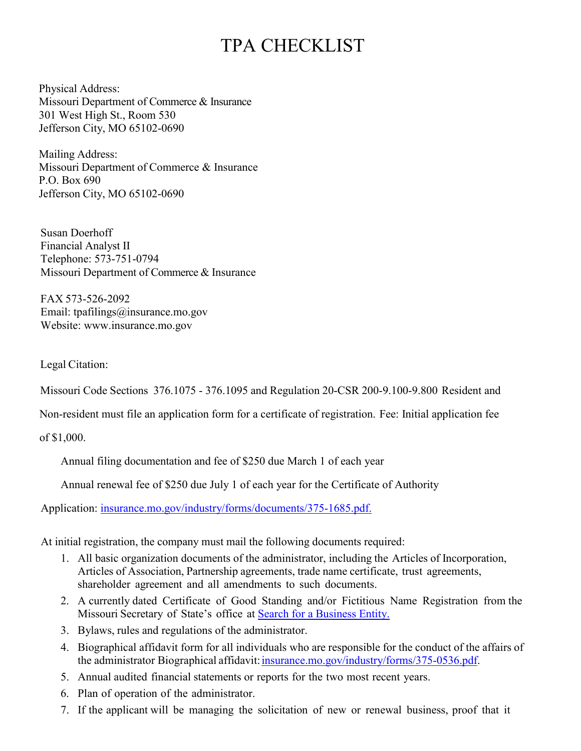# TPA CHECKLIST

Physical Address:
Missouri Department of Commerce & Insurance
301 West High St., Room 530
Jefferson City, MO 65102-0690

Mailing Address:
Missouri Department of Commerce & Insurance
P.O. Box 690
Jefferson City, MO 65102-0690

Susan Doerhoff
Financial Analyst II
Telephone: 573-751-0794
Missouri Department of Commerce & Insurance

FAX 573-526-2092
Email: tpafilings@insurance.mo.gov
Website: www.insurance.mo.gov

Legal Citation:

Missouri Code Sections 376.1075 - 376.1095 and Regulation 20-CSR 200-9.100-9.800 Resident and Non-resident must file an application form for a certificate of registration. Fee: Initial application fee of $1,000.

Annual filing documentation and fee of $250 due March 1 of each year

Annual renewal fee of $250 due July 1 of each year for the Certificate of Authority

Application: [insurance.mo.gov/industry/forms/documents/375-1685.pdf.](insurance.mo.gov/industry/forms/documents/375-1685.pdf)

At initial registration, the company must mail the following documents required:

1. All basic organization documents of the administrator, including the Articles of Incorporation, Articles of Association, Partnership agreements, trade name certificate, trust agreements, shareholder agreement and all amendments to such documents.
2. A currently dated Certificate of Good Standing and/or Fictitious Name Registration from the Missouri Secretary of State's office at Search for a Business Entity.
3. Bylaws, rules and regulations of the administrator.
4. Biographical affidavit form for all individuals who are responsible for the conduct of the affairs of the administrator Biographical affidavit: [insurance.mo.gov/industry/forms/375-0536.pdf](insurance.mo.gov/industry/forms/375-0536.pdf).
5. Annual audited financial statements or reports for the two most recent years.
6. Plan of operation of the administrator.
7. If the applicant will be managing the solicitation of new or renewal business, proof that it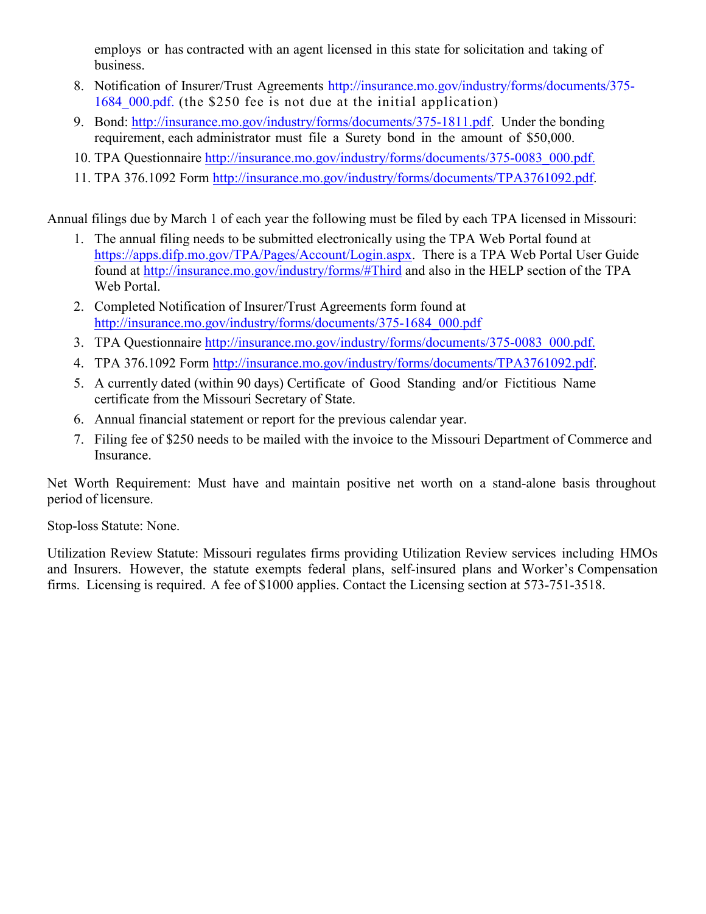employs or has contracted with an agent licensed in this state for solicitation and taking of business.

8. Notification of Insurer/Trust Agreements http://insurance.mo.gov/industry/forms/documents/375-1684_000.pdf. (the $250 fee is not due at the initial application)
9. Bond: http://insurance.mo.gov/industry/forms/documents/375-1811.pdf. Under the bonding requirement, each administrator must file a Surety bond in the amount of $50,000.
10. TPA Questionnaire http://insurance.mo.gov/industry/forms/documents/375-0083_000.pdf.
11. TPA 376.1092 Form http://insurance.mo.gov/industry/forms/documents/TPA3761092.pdf.

Annual filings due by March 1 of each year the following must be filed by each TPA licensed in Missouri:

1. The annual filing needs to be submitted electronically using the TPA Web Portal found at https://apps.difp.mo.gov/TPA/Pages/Account/Login.aspx. There is a TPA Web Portal User Guide found at http://insurance.mo.gov/industry/forms/#Third and also in the HELP section of the TPA Web Portal.
2. Completed Notification of Insurer/Trust Agreements form found at http://insurance.mo.gov/industry/forms/documents/375-1684_000.pdf
3. TPA Questionnaire http://insurance.mo.gov/industry/forms/documents/375-0083_000.pdf.
4. TPA 376.1092 Form http://insurance.mo.gov/industry/forms/documents/TPA3761092.pdf.
5. A currently dated (within 90 days) Certificate of Good Standing and/or Fictitious Name certificate from the Missouri Secretary of State.
6. Annual financial statement or report for the previous calendar year.
7. Filing fee of $250 needs to be mailed with the invoice to the Missouri Department of Commerce and Insurance.

Net Worth Requirement: Must have and maintain positive net worth on a stand-alone basis throughout period of licensure.

Stop-loss Statute: None.

Utilization Review Statute: Missouri regulates firms providing Utilization Review services including HMOs and Insurers. However, the statute exempts federal plans, self-insured plans and Worker's Compensation firms. Licensing is required. A fee of $1000 applies. Contact the Licensing section at 573-751-3518.